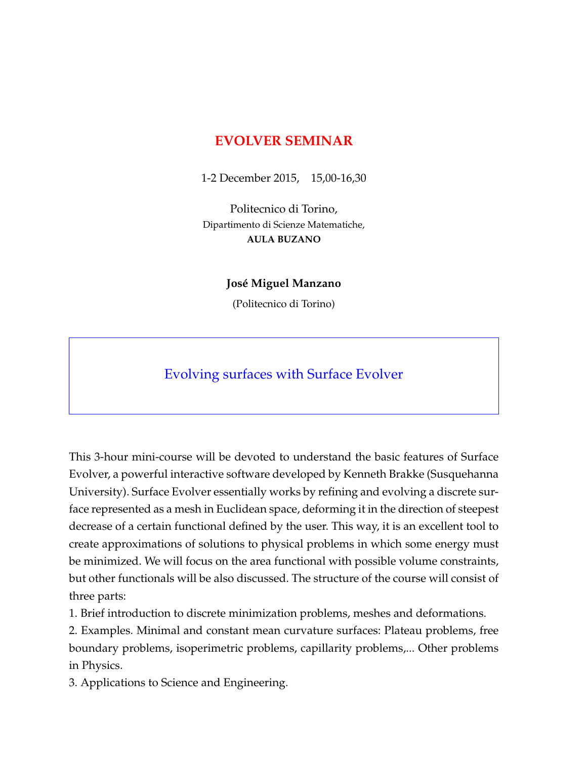# EVOLVER SEMINAR

1-2 December 2015, 15,00-16,30

Politecnico di Torino,
Dipartimento di Scienze Matematiche,
**AULA BUZANO**

**José Miguel Manzano**

(Politecnico di Torino)

## Evolving surfaces with Surface Evolver

This 3-hour mini-course will be devoted to understand the basic features of Surface Evolver, a powerful interactive software developed by Kenneth Brakke (Susquehanna University). Surface Evolver essentially works by refining and evolving a discrete surface represented as a mesh in Euclidean space, deforming it in the direction of steepest decrease of a certain functional defined by the user. This way, it is an excellent tool to create approximations of solutions to physical problems in which some energy must be minimized. We will focus on the area functional with possible volume constraints, but other functionals will be also discussed. The structure of the course will consist of three parts:

1. Brief introduction to discrete minimization problems, meshes and deformations.
2. Examples. Minimal and constant mean curvature surfaces: Plateau problems, free boundary problems, isoperimetric problems, capillarity problems,... Other problems in Physics.
3. Applications to Science and Engineering.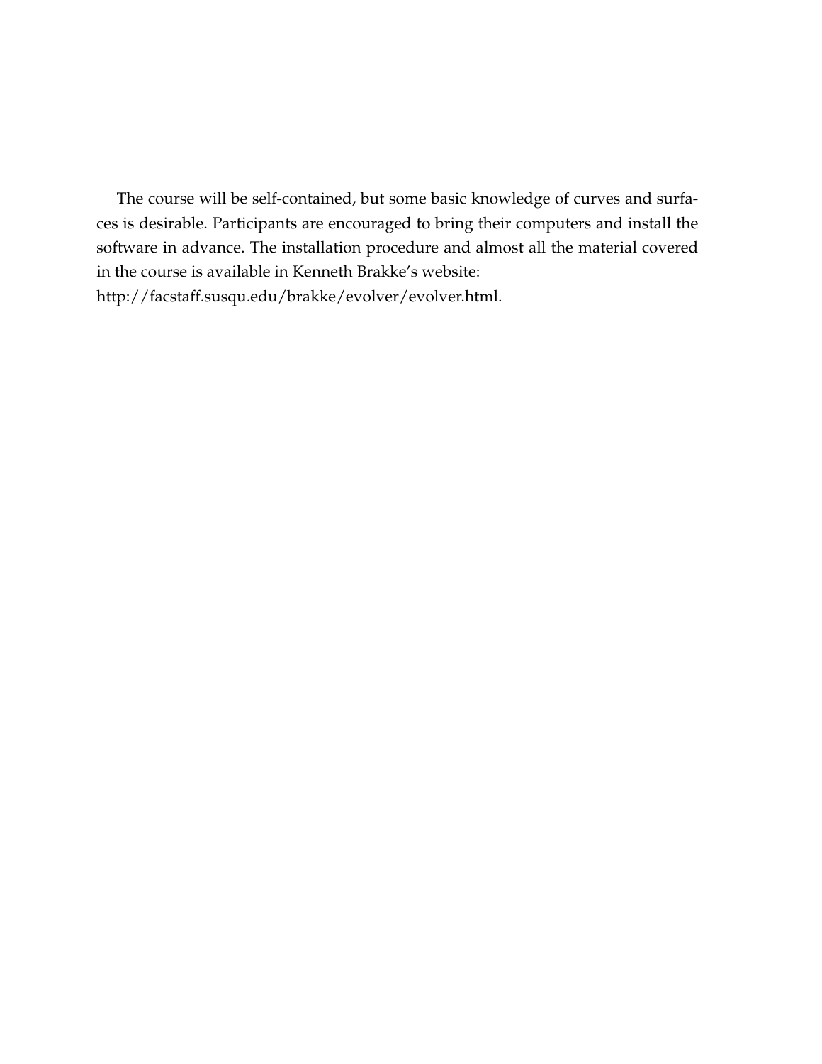The course will be self-contained, but some basic knowledge of curves and surfaces is desirable. Participants are encouraged to bring their computers and install the software in advance. The installation procedure and almost all the material covered in the course is available in Kenneth Brakke's website:
http://facstaff.susqu.edu/brakke/evolver/evolver.html.